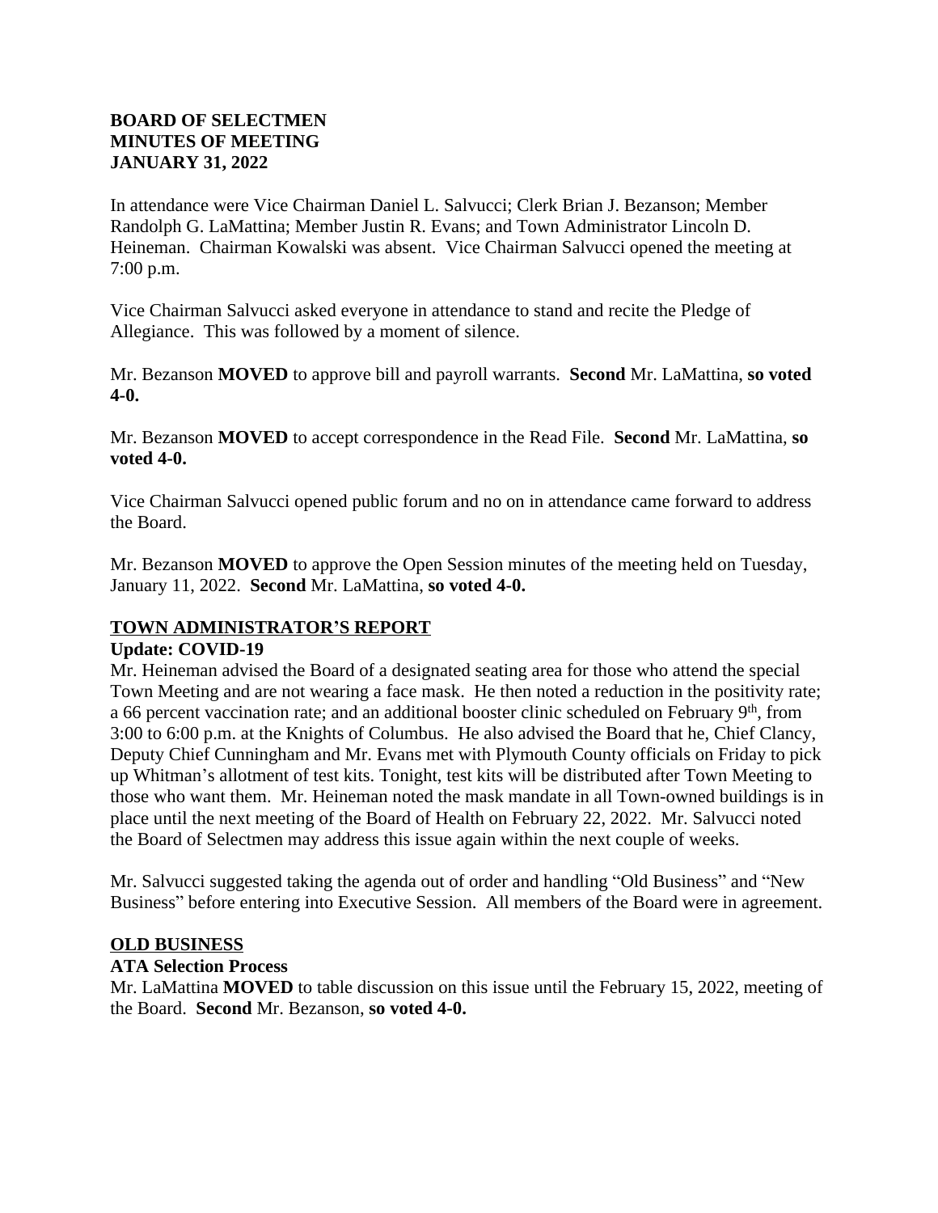**BOARD OF SELECTMEN**
**MINUTES OF MEETING**
**JANUARY 31, 2022**

In attendance were Vice Chairman Daniel L. Salvucci; Clerk Brian J. Bezanson; Member Randolph G. LaMattina; Member Justin R. Evans; and Town Administrator Lincoln D. Heineman. Chairman Kowalski was absent. Vice Chairman Salvucci opened the meeting at 7:00 p.m.

Vice Chairman Salvucci asked everyone in attendance to stand and recite the Pledge of Allegiance. This was followed by a moment of silence.

Mr. Bezanson **MOVED** to approve bill and payroll warrants. **Second** Mr. LaMattina, **so voted 4-0.**

Mr. Bezanson **MOVED** to accept correspondence in the Read File. **Second** Mr. LaMattina, **so voted 4-0.**

Vice Chairman Salvucci opened public forum and no on in attendance came forward to address the Board.

Mr. Bezanson **MOVED** to approve the Open Session minutes of the meeting held on Tuesday, January 11, 2022. **Second** Mr. LaMattina, **so voted 4-0.**

## TOWN ADMINISTRATOR'S REPORT

### Update: COVID-19

Mr. Heineman advised the Board of a designated seating area for those who attend the special Town Meeting and are not wearing a face mask. He then noted a reduction in the positivity rate; a 66 percent vaccination rate; and an additional booster clinic scheduled on February 9th, from 3:00 to 6:00 p.m. at the Knights of Columbus. He also advised the Board that he, Chief Clancy, Deputy Chief Cunningham and Mr. Evans met with Plymouth County officials on Friday to pick up Whitman's allotment of test kits. Tonight, test kits will be distributed after Town Meeting to those who want them. Mr. Heineman noted the mask mandate in all Town-owned buildings is in place until the next meeting of the Board of Health on February 22, 2022. Mr. Salvucci noted the Board of Selectmen may address this issue again within the next couple of weeks.

Mr. Salvucci suggested taking the agenda out of order and handling "Old Business" and "New Business" before entering into Executive Session. All members of the Board were in agreement.

## OLD BUSINESS

### ATA Selection Process

Mr. LaMattina **MOVED** to table discussion on this issue until the February 15, 2022, meeting of the Board. **Second** Mr. Bezanson, **so voted 4-0.**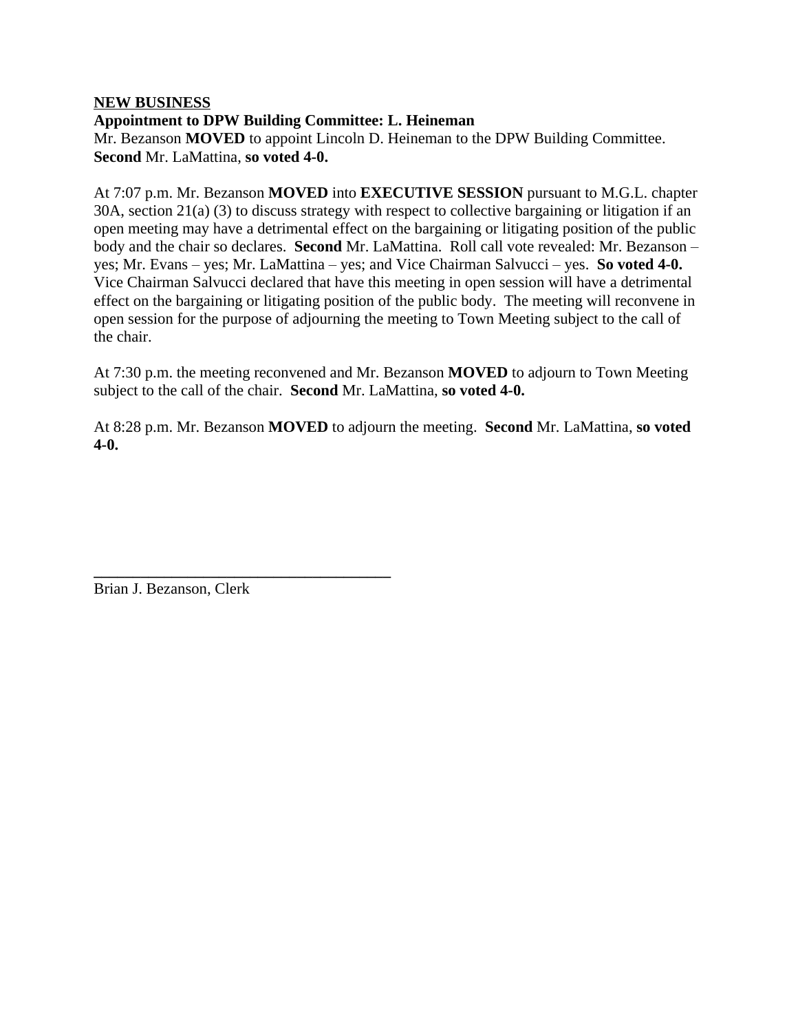**NEW BUSINESS**

**Appointment to DPW Building Committee: L. Heineman**

Mr. Bezanson **MOVED** to appoint Lincoln D. Heineman to the DPW Building Committee. **Second** Mr. LaMattina, **so voted 4-0.**

At 7:07 p.m. Mr. Bezanson **MOVED** into **EXECUTIVE SESSION** pursuant to M.G.L. chapter 30A, section 21(a) (3) to discuss strategy with respect to collective bargaining or litigation if an open meeting may have a detrimental effect on the bargaining or litigating position of the public body and the chair so declares. **Second** Mr. LaMattina. Roll call vote revealed: Mr. Bezanson – yes; Mr. Evans – yes; Mr. LaMattina – yes; and Vice Chairman Salvucci – yes. **So voted 4-0.** Vice Chairman Salvucci declared that have this meeting in open session will have a detrimental effect on the bargaining or litigating position of the public body. The meeting will reconvene in open session for the purpose of adjourning the meeting to Town Meeting subject to the call of the chair.

At 7:30 p.m. the meeting reconvened and Mr. Bezanson **MOVED** to adjourn to Town Meeting subject to the call of the chair. **Second** Mr. LaMattina, **so voted 4-0.**

At 8:28 p.m. Mr. Bezanson **MOVED** to adjourn the meeting. **Second** Mr. LaMattina, **so voted 4-0.**

\_\_\_\_\_\_\_\_\_\_\_\_\_\_\_\_\_\_\_\_\_\_\_\_\_\_\_\_\_\_\_\_\_\_\_\_\_\_

Brian J. Bezanson, Clerk